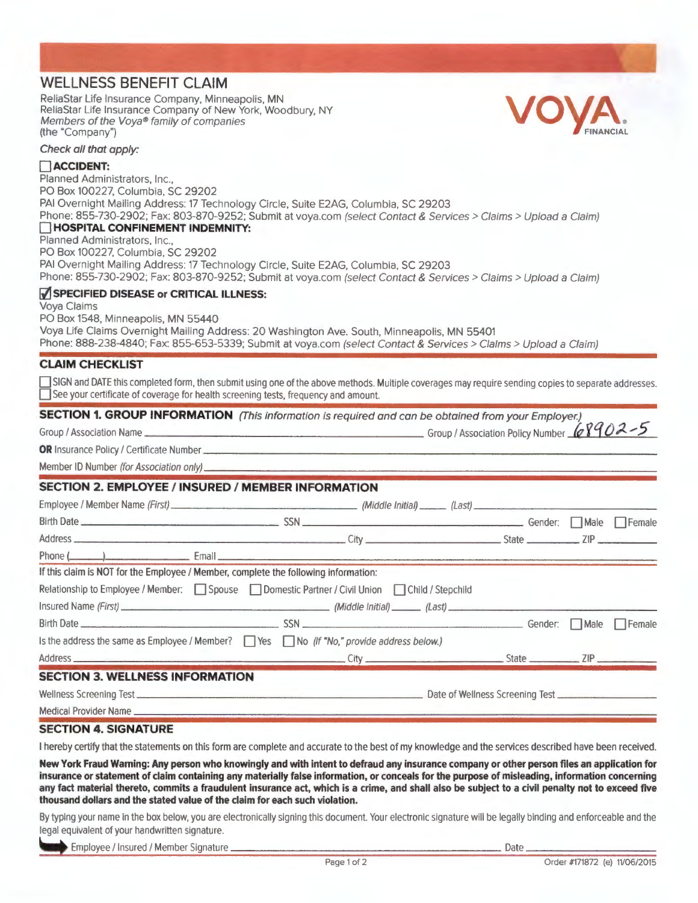# WELLNESS BENEFIT CLAIM

ReliaStar Life Insurance Company, Minneapolis, MN
ReliaStar Life Insurance Company of New York, Woodbury, NY
*Members of the Voya® family of companies*
(the "Company")

VOYA FINANCIAL

*Check all that apply:*

☐ **ACCIDENT:**
Planned Administrators, Inc.,
PO Box 100227, Columbia, SC 29202
PAI Overnight Mailing Address: 17 Technology Circle, Suite E2AG, Columbia, SC 29203
Phone: 855-730-2902; Fax: 803-870-9252; Submit at voya.com *(select Contact & Services > Claims > Upload a Claim)*

☐ **HOSPITAL CONFINEMENT INDEMNITY:**
Planned Administrators, Inc.,
PO Box 100227, Columbia, SC 29202
PAI Overnight Mailing Address: 17 Technology Circle, Suite E2AG, Columbia, SC 29203
Phone: 855-730-2902; Fax: 803-870-9252; Submit at voya.com *(select Contact & Services > Claims > Upload a Claim)*

☑ **SPECIFIED DISEASE or CRITICAL ILLNESS:**
Voya Claims
PO Box 1548, Minneapolis, MN 55440
Voya Life Claims Overnight Mailing Address: 20 Washington Ave. South, Minneapolis, MN 55401
Phone: 888-238-4840; Fax: 855-653-5339; Submit at voya.com *(select Contact & Services > Claims > Upload a Claim)*

## CLAIM CHECKLIST

☐ SIGN and DATE this completed form, then submit using one of the above methods. Multiple coverages may require sending copies to separate addresses.
☐ See your certificate of coverage for health screening tests, frequency and amount.

## SECTION 1. GROUP INFORMATION *(This information is required and can be obtained from your Employer.)*

Group / Association Name ______________________ Group / Association Policy Number 68902-5

**OR** Insurance Policy / Certificate Number ______________________

Member ID Number *(for Association only)* ______________________

## SECTION 2. EMPLOYEE / INSURED / MEMBER INFORMATION

Employee / Member Name *(First)* ______________ *(Middle Initial)* ______ *(Last)* ______________

Birth Date ______________ SSN ______________ Gender: ☐ Male ☐ Female

Address ______________ City ______________ State ______ ZIP ______

Phone (______) ______________ Email ______________

If this claim is NOT for the Employee / Member, complete the following information:

Relationship to Employee / Member: ☐ Spouse ☐ Domestic Partner / Civil Union ☐ Child / Stepchild

Insured Name *(First)* ______________ *(Middle Initial)* ______ *(Last)* ______________

Birth Date ______________ SSN ______________ Gender: ☐ Male ☐ Female

Is the address the same as Employee / Member? ☐ Yes ☐ No *(If "No," provide address below.)*

Address ______________ City ______________ State ______ ZIP ______

## SECTION 3. WELLNESS INFORMATION

Wellness Screening Test ______________ Date of Wellness Screening Test ______________

Medical Provider Name ______________

## SECTION 4. SIGNATURE

I hereby certify that the statements on this form are complete and accurate to the best of my knowledge and the services described have been received.

**New York Fraud Warning: Any person who knowingly and with intent to defraud any insurance company or other person files an application for insurance or statement of claim containing any materially false information, or conceals for the purpose of misleading, information concerning any fact material thereto, commits a fraudulent insurance act, which is a crime, and shall also be subject to a civil penalty not to exceed five thousand dollars and the stated value of the claim for each such violation.**

By typing your name in the box below, you are electronically signing this document. Your electronic signature will be legally binding and enforceable and the legal equivalent of your handwritten signature.

Employee / Insured / Member Signature ______________________ Date ______________

Order #171872 (e) 11/06/2015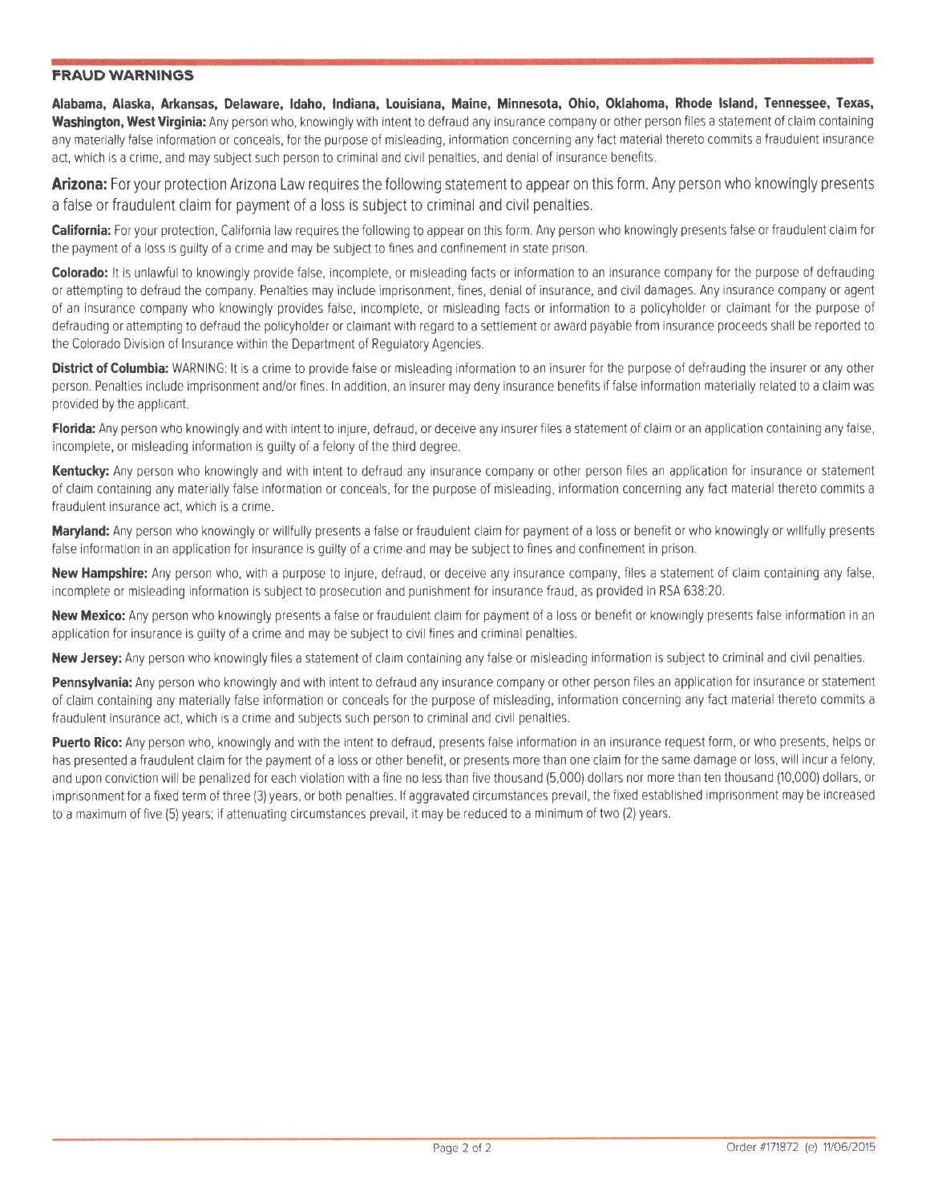## FRAUD WARNINGS

**Alabama, Alaska, Arkansas, Delaware, Idaho, Indiana, Louisiana, Maine, Minnesota, Ohio, Oklahoma, Rhode Island, Tennessee, Texas, Washington, West Virginia:** Any person who, knowingly with intent to defraud any insurance company or other person files a statement of claim containing any materially false information or conceals, for the purpose of misleading, information concerning any fact material thereto commits a fraudulent insurance act, which is a crime, and may subject such person to criminal and civil penalties, and denial of insurance benefits.

**Arizona:** For your protection Arizona Law requires the following statement to appear on this form. Any person who knowingly presents a false or fraudulent claim for payment of a loss is subject to criminal and civil penalties.

**California:** For your protection, California law requires the following to appear on this form. Any person who knowingly presents false or fraudulent claim for the payment of a loss is guilty of a crime and may be subject to fines and confinement in state prison.

**Colorado:** It is unlawful to knowingly provide false, incomplete, or misleading facts or information to an insurance company for the purpose of defrauding or attempting to defraud the company. Penalties may include imprisonment, fines, denial of insurance, and civil damages. Any insurance company or agent of an insurance company who knowingly provides false, incomplete, or misleading facts or information to a policyholder or claimant for the purpose of defrauding or attempting to defraud the policyholder or claimant with regard to a settlement or award payable from insurance proceeds shall be reported to the Colorado Division of Insurance within the Department of Regulatory Agencies.

**District of Columbia:** WARNING: It is a crime to provide false or misleading information to an insurer for the purpose of defrauding the insurer or any other person. Penalties include imprisonment and/or fines. In addition, an insurer may deny insurance benefits if false information materially related to a claim was provided by the applicant.

**Florida:** Any person who knowingly and with intent to injure, defraud, or deceive any insurer files a statement of claim or an application containing any false, incomplete, or misleading information is guilty of a felony of the third degree.

**Kentucky:** Any person who knowingly and with intent to defraud any insurance company or other person files an application for insurance or statement of claim containing any materially false information or conceals, for the purpose of misleading, information concerning any fact material thereto commits a fraudulent insurance act, which is a crime.

**Maryland:** Any person who knowingly or willfully presents a false or fraudulent claim for payment of a loss or benefit or who knowingly or willfully presents false information in an application for insurance is guilty of a crime and may be subject to fines and confinement in prison.

**New Hampshire:** Any person who, with a purpose to injure, defraud, or deceive any insurance company, files a statement of claim containing any false, incomplete or misleading information is subject to prosecution and punishment for insurance fraud, as provided in RSA 638:20.

**New Mexico:** Any person who knowingly presents a false or fraudulent claim for payment of a loss or benefit or knowingly presents false information in an application for insurance is guilty of a crime and may be subject to civil fines and criminal penalties.

**New Jersey:** Any person who knowingly files a statement of claim containing any false or misleading information is subject to criminal and civil penalties.

**Pennsylvania:** Any person who knowingly and with intent to defraud any insurance company or other person files an application for insurance or statement of claim containing any materially false information or conceals for the purpose of misleading, information concerning any fact material thereto commits a fraudulent insurance act, which is a crime and subjects such person to criminal and civil penalties.

**Puerto Rico:** Any person who, knowingly and with the intent to defraud, presents false information in an insurance request form, or who presents, helps or has presented a fraudulent claim for the payment of a loss or other benefit, or presents more than one claim for the same damage or loss, will incur a felony, and upon conviction will be penalized for each violation with a fine no less than five thousand (5,000) dollars nor more than ten thousand (10,000) dollars, or imprisonment for a fixed term of three (3) years, or both penalties. If aggravated circumstances prevail, the fixed established imprisonment may be increased to a maximum of five (5) years; if attenuating circumstances prevail, it may be reduced to a minimum of two (2) years.

Order #171872 (e) 11/06/2015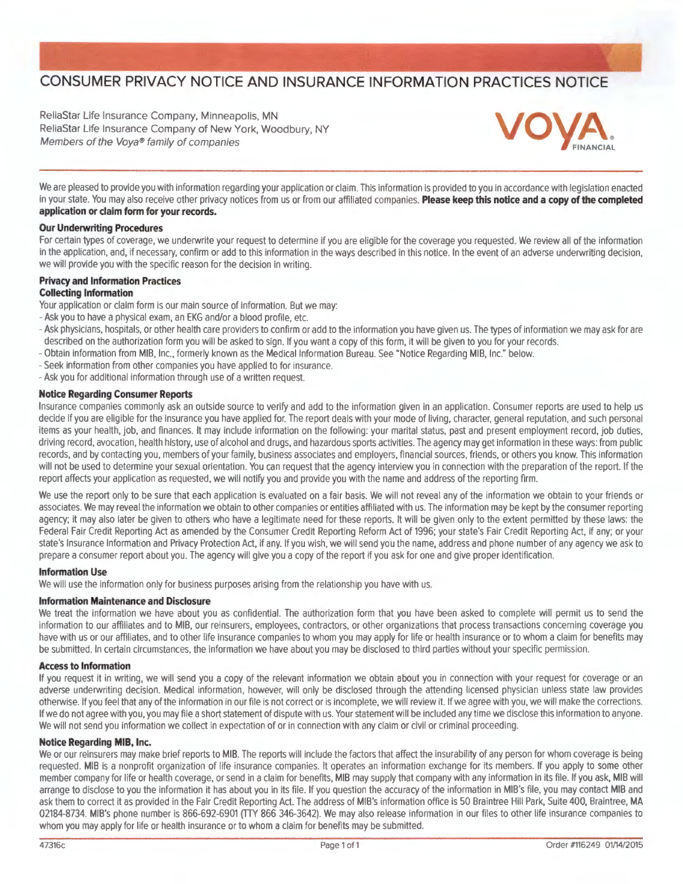# CONSUMER PRIVACY NOTICE AND INSURANCE INFORMATION PRACTICES NOTICE

ReliaStar Life Insurance Company, Minneapolis, MN
ReliaStar Life Insurance Company of New York, Woodbury, NY
*Members of the Voya® family of companies*

VOYA FINANCIAL

We are pleased to provide you with information regarding your application or claim. This information is provided to you in accordance with legislation enacted in your state. You may also receive other privacy notices from us or from our affiliated companies. **Please keep this notice and a copy of the completed application or claim form for your records.**

### Our Underwriting Procedures

For certain types of coverage, we underwrite your request to determine if you are eligible for the coverage you requested. We review all of the information in the application, and, if necessary, confirm or add to this information in the ways described in this notice. In the event of an adverse underwriting decision, we will provide you with the specific reason for the decision in writing.

### Privacy and Information Practices

### Collecting Information

Your application or claim form is our main source of information. But we may:

- Ask you to have a physical exam, an EKG and/or a blood profile, etc.
- Ask physicians, hospitals, or other health care providers to confirm or add to the information you have given us. The types of information we may ask for are described on the authorization form you will be asked to sign. If you want a copy of this form, it will be given to you for your records.
- Obtain information from MIB, Inc., formerly known as the Medical Information Bureau. See "Notice Regarding MIB, Inc." below.
- Seek information from other companies you have applied to for insurance.
- Ask you for additional information through use of a written request.

### Notice Regarding Consumer Reports

Insurance companies commonly ask an outside source to verify and add to the information given in an application. Consumer reports are used to help us decide if you are eligible for the insurance you have applied for. The report deals with your mode of living, character, general reputation, and such personal items as your health, job, and finances. It may include information on the following: your marital status, past and present employment record, job duties, driving record, avocation, health history, use of alcohol and drugs, and hazardous sports activities. The agency may get information in these ways: from public records, and by contacting you, members of your family, business associates and employers, financial sources, friends, or others you know. This information will not be used to determine your sexual orientation. You can request that the agency interview you in connection with the preparation of the report. If the report affects your application as requested, we will notify you and provide you with the name and address of the reporting firm.

We use the report only to be sure that each application is evaluated on a fair basis. We will not reveal any of the information we obtain to your friends or associates. We may reveal the information we obtain to other companies or entities affiliated with us. The information may be kept by the consumer reporting agency; it may also later be given to others who have a legitimate need for these reports. It will be given only to the extent permitted by these laws: the Federal Fair Credit Reporting Act as amended by the Consumer Credit Reporting Reform Act of 1996; your state's Fair Credit Reporting Act, if any; or your state's Insurance Information and Privacy Protection Act, if any. If you wish, we will send you the name, address and phone number of any agency we ask to prepare a consumer report about you. The agency will give you a copy of the report if you ask for one and give proper identification.

### Information Use

We will use the information only for business purposes arising from the relationship you have with us.

### Information Maintenance and Disclosure

We treat the information we have about you as confidential. The authorization form that you have been asked to complete will permit us to send the information to our affiliates and to MIB, our reinsurers, employees, contractors, or other organizations that process transactions concerning coverage you have with us or our affiliates, and to other life insurance companies to whom you may apply for life or health insurance or to whom a claim for benefits may be submitted. In certain circumstances, the information we have about you may be disclosed to third parties without your specific permission.

### Access to Information

If you request it in writing, we will send you a copy of the relevant information we obtain about you in connection with your request for coverage or an adverse underwriting decision. Medical information, however, will only be disclosed through the attending licensed physician unless state law provides otherwise. If you feel that any of the information in our file is not correct or is incomplete, we will review it. If we agree with you, we will make the corrections. If we do not agree with you, you may file a short statement of dispute with us. Your statement will be included any time we disclose this information to anyone. We will not send you information we collect in expectation of or in connection with any claim or civil or criminal proceeding.

### Notice Regarding MIB, Inc.

We or our reinsurers may make brief reports to MIB. The reports will include the factors that affect the insurability of any person for whom coverage is being requested. MIB is a nonprofit organization of life insurance companies. It operates an information exchange for its members. If you apply to some other member company for life or health coverage, or send in a claim for benefits, MIB may supply that company with any information in its file. If you ask, MIB will arrange to disclose to you the information it has about you in its file. If you question the accuracy of the information in MIB's file, you may contact MIB and ask them to correct it as provided in the Fair Credit Reporting Act. The address of MIB's information office is 50 Braintree Hill Park, Suite 400, Braintree, MA 02184-8734. MIB's phone number is 866-692-6901 (TTY 866 346-3642). We may also release information in our files to other life insurance companies to whom you may apply for life or health insurance or to whom a claim for benefits may be submitted.

47316c Order #116249 01/14/2015